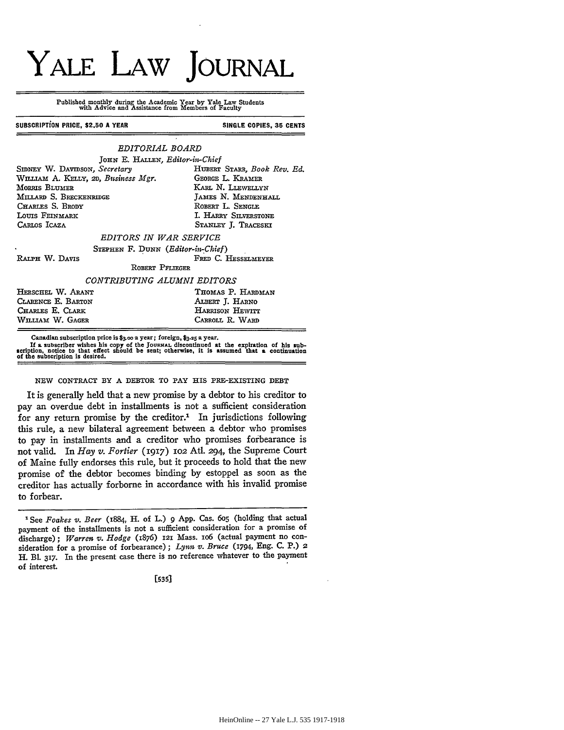# YALE LAW JOURNAL

Published monthly during the Academic Year by Yale Law Students with Advice and Assistance from Members of Faculty

SUBSCRIPTION PRICE, $2.50 A YEAR — SINGLE COPIES, 35 CENTS

*EDITORIAL BOARD*

JOHN E. HALLEN, *Editor-in-Chief*

SIDNEY W. DAVIDSON, *Secretary*
WILLIAM A. KELLY, 2D, *Business Mgr.*
MORRIS BLUMER
MILLARD S. BRECKENRIDGE
CHARLES S. BRODY
LOUIS FEINMARK
CARLOS ICAZA
HUBERT STARR, *Book Rev. Ed.*
GEORGE L. KRAMER
KARL N. LLEWELLYN
JAMES N. MENDENHALL
ROBERT L. SENGLE
I. HARRY SILVERSTONE
STANLEY J. TRACESKI

*EDITORS IN WAR SERVICE*

STEPHEN F. DUNN (*Editor-in-Chief*)
RALPH W. DAVIS
FRED C. HESSELMEYER
ROBERT PFLIEGER

*CONTRIBUTING ALUMNI EDITORS*

HERSCHEL W. ARANT
CLARENCE E. BARTON
CHARLES E. CLARK
WILLIAM W. GAGER
THOMAS P. HARDMAN
ALBERT J. HARNO
HARRISON HEWITT
CARROLL R. WARD

Canadian subscription price is $3.00 a year; foreign, $3.25 a year.
If a subscriber wishes his copy of the JOURNAL discontinued at the expiration of his subscription, notice to that effect should be sent; otherwise, it is assumed that a continuation of the subscription is desired.

## NEW CONTRACT BY A DEBTOR TO PAY HIS PRE-EXISTING DEBT

It is generally held that a new promise by a debtor to his creditor to pay an overdue debt in installments is not a sufficient consideration for any return promise by the creditor.[1] In jurisdictions following this rule, a new bilateral agreement between a debtor who promises to pay in installments and a creditor who promises forbearance is not valid. In *Hay v. Fortier* (1917) 102 Atl. 294, the Supreme Court of Maine fully endorses this rule, but it proceeds to hold that the new promise of the debtor becomes binding by estoppel as soon as the creditor has actually forborne in accordance with his invalid promise to forbear.

---

[1] See *Foakes v. Beer* (1884, H. of L.) 9 App. Cas. 605 (holding that actual payment of the installments is not a sufficient consideration for a promise of discharge); *Warren v. Hodge* (1876) 121 Mass. 106 (actual payment no consideration for a promise of forbearance); *Lynn v. Bruce* (1794, Eng. C. P.) 2 H. Bl. 317. In the present case there is no reference whatever to the payment of interest.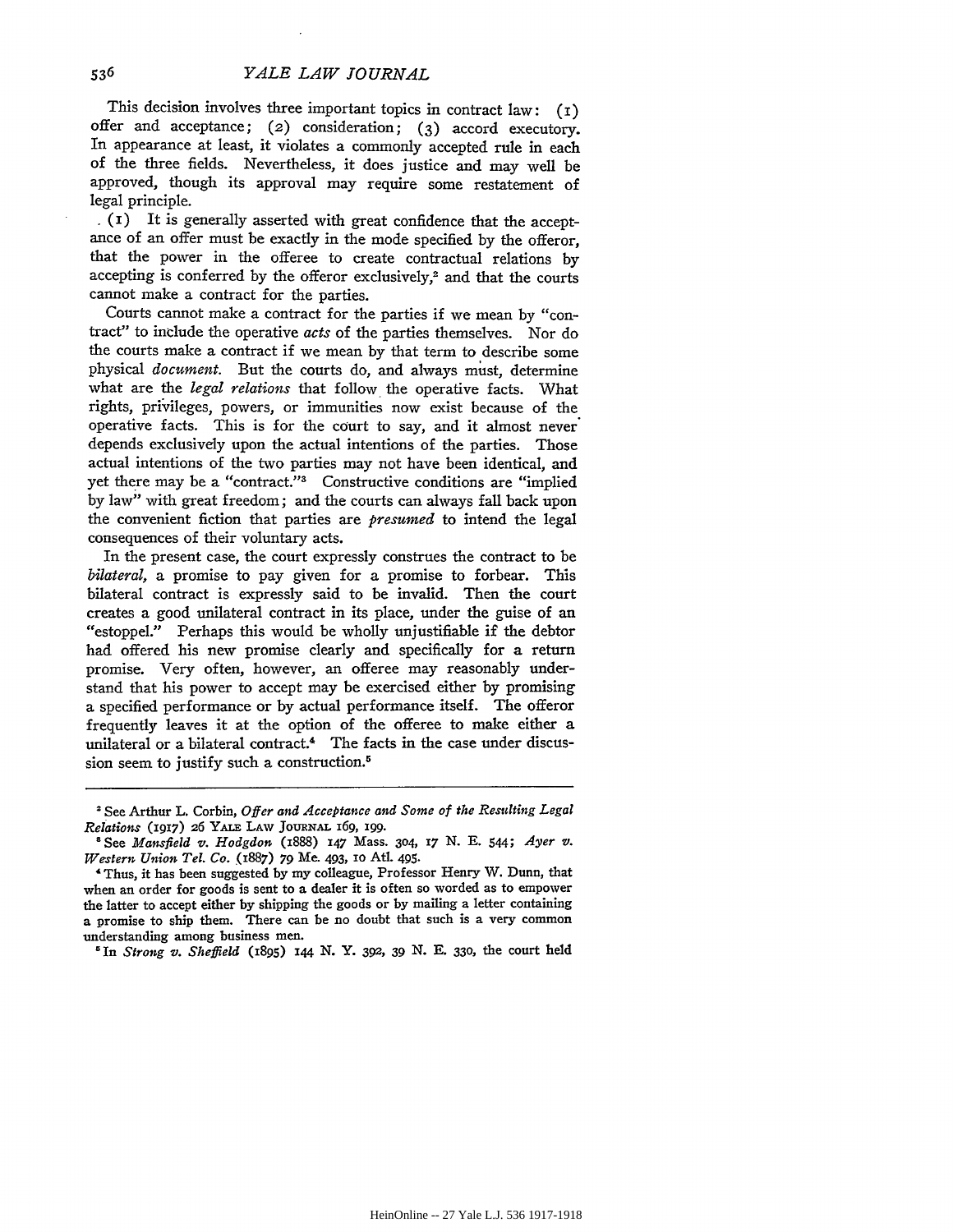This decision involves three important topics in contract law: (1) offer and acceptance; (2) consideration; (3) accord executory. In appearance at least, it violates a commonly accepted rule in each of the three fields. Nevertheless, it does justice and may well be approved, though its approval may require some restatement of legal principle.

(1) It is generally asserted with great confidence that the acceptance of an offer must be exactly in the mode specified by the offeror, that the power in the offeree to create contractual relations by accepting is conferred by the offeror exclusively,[2] and that the courts cannot make a contract for the parties.

Courts cannot make a contract for the parties if we mean by "contract" to include the operative *acts* of the parties themselves. Nor do the courts make a contract if we mean by that term to describe some physical *document*. But the courts do, and always must, determine what are the *legal relations* that follow the operative facts. What rights, privileges, powers, or immunities now exist because of the operative facts. This is for the court to say, and it almost never depends exclusively upon the actual intentions of the parties. Those actual intentions of the two parties may not have been identical, and yet there may be a "contract."[3] Constructive conditions are "implied by law" with great freedom; and the courts can always fall back upon the convenient fiction that parties are *presumed* to intend the legal consequences of their voluntary acts.

In the present case, the court expressly construes the contract to be *bilateral*, a promise to pay given for a promise to forbear. This bilateral contract is expressly said to be invalid. Then the court creates a good unilateral contract in its place, under the guise of an "estoppel." Perhaps this would be wholly unjustifiable if the debtor had offered his new promise clearly and specifically for a return promise. Very often, however, an offeree may reasonably understand that his power to accept may be exercised either by promising a specified performance or by actual performance itself. The offeror frequently leaves it at the option of the offeree to make either a unilateral or a bilateral contract.[4] The facts in the case under discussion seem to justify such a construction.[5]

---

[2] See Arthur L. Corbin, *Offer and Acceptance and Some of the Resulting Legal Relations* (1917) 26 YALE LAW JOURNAL 169, 199.

[3] See *Mansfield v. Hodgdon* (1888) 147 Mass. 304, 17 N. E. 544; *Ayer v. Western Union Tel. Co.* (1887) 79 Me. 493, 10 Atl. 495.

[4] Thus, it has been suggested by my colleague, Professor Henry W. Dunn, that when an order for goods is sent to a dealer it is often so worded as to empower the latter to accept either by shipping the goods or by mailing a letter containing a promise to ship them. There can be no doubt that such is a very common understanding among business men.

[5] In *Strong v. Sheffield* (1895) 144 N. Y. 392, 39 N. E. 330, the court held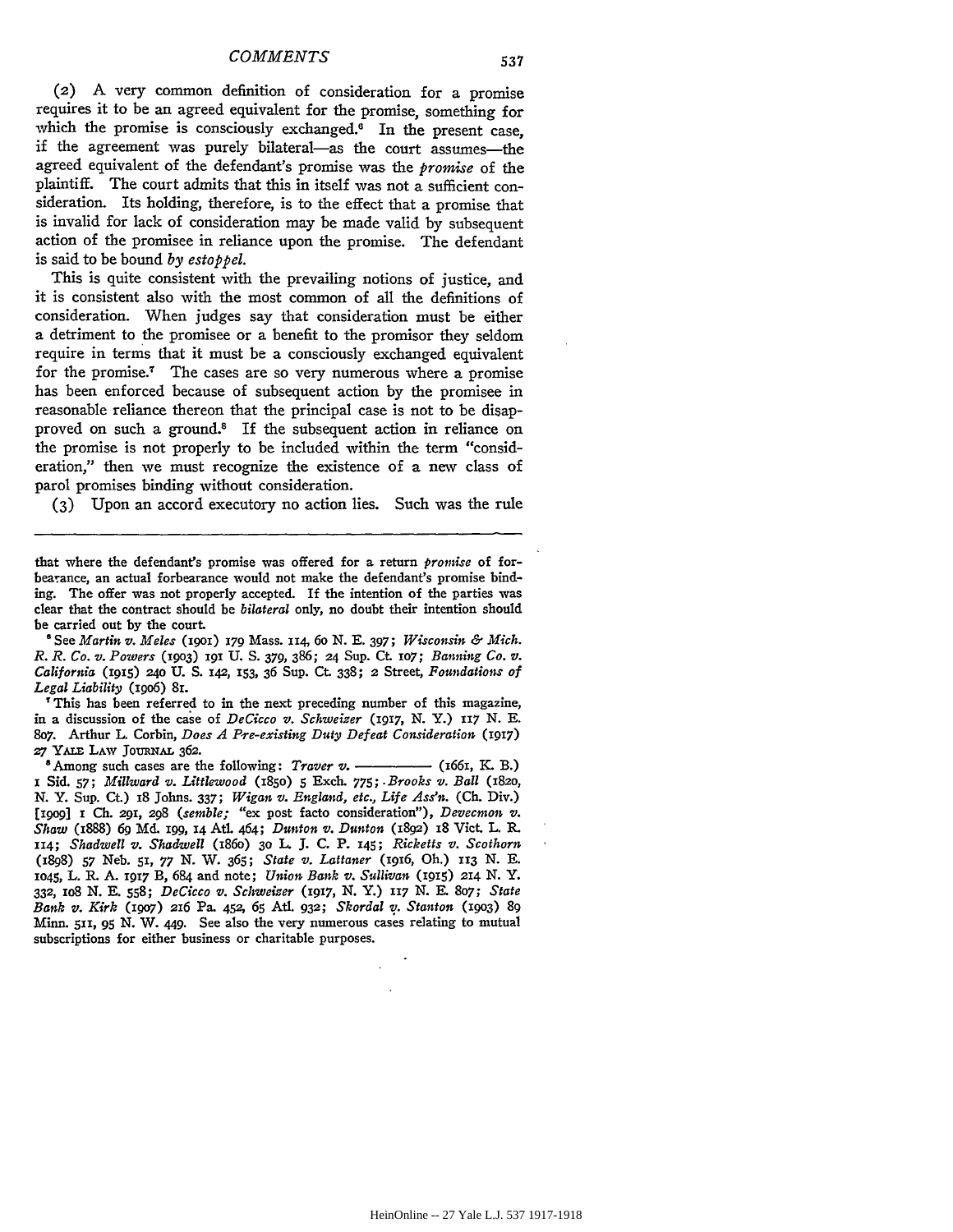(2) A very common definition of consideration for a promise requires it to be an agreed equivalent for the promise, something for which the promise is consciously exchanged.[6] In the present case, if the agreement was purely bilateral—as the court assumes—the agreed equivalent of the defendant's promise was the *promise* of the plaintiff. The court admits that this in itself was not a sufficient consideration. Its holding, therefore, is to the effect that a promise that is invalid for lack of consideration may be made valid by subsequent action of the promisee in reliance upon the promise. The defendant is said to be bound *by estoppel*.

This is quite consistent with the prevailing notions of justice, and it is consistent also with the most common of all the definitions of consideration. When judges say that consideration must be either a detriment to the promisee or a benefit to the promisor they seldom require in terms that it must be a consciously exchanged equivalent for the promise.[7] The cases are so very numerous where a promise has been enforced because of subsequent action by the promisee in reasonable reliance thereon that the principal case is not to be disapproved on such a ground.[8] If the subsequent action in reliance on the promise is not properly to be included within the term "consideration," then we must recognize the existence of a new class of parol promises binding without consideration.

(3) Upon an accord executory no action lies. Such was the rule

---

that where the defendant's promise was offered for a return *promise* of forbearance, an actual forbearance would not make the defendant's promise binding. The offer was not properly accepted. If the intention of the parties was clear that the contract should be *bilateral* only, no doubt their intention should be carried out by the court.

[6] See *Martin v. Meles* (1901) 179 Mass. 114, 60 N. E. 397; *Wisconsin & Mich. R. R. Co. v. Powers* (1903) 191 U. S. 379, 386; 24 Sup. Ct. 107; *Banning Co. v. California* (1915) 240 U. S. 142, 153, 36 Sup. Ct. 338; 2 Street, *Foundations of Legal Liability* (1906) 81.

[7] This has been referred to in the next preceding number of this magazine, in a discussion of the case of *DeCicco v. Schweizer* (1917, N. Y.) 117 N. E. 807. Arthur L. Corbin, *Does A Pre-existing Duty Defeat Consideration* (1917) 27 YALE LAW JOURNAL 362.

[8] Among such cases are the following: *Traver v.* ———— (1661, K. B.) 1 Sid. 57; *Millward v. Littlewood* (1850) 5 Exch. 775; *Brooks v. Ball* (1820, N. Y. Sup. Ct.) 18 Johns. 337; *Wigan v. England, etc., Life Ass'n.* (Ch. Div.) [1909] 1 Ch. 291, 298 (*semble;* "ex post facto consideration"), *Devecmon v. Shaw* (1888) 69 Md. 199, 14 Atl. 464; *Dunton v. Dunton* (1892) 18 Vict. L. R. 114; *Shadwell v. Shadwell* (1860) 30 L. J. C. P. 145; *Ricketts v. Scothorn* (1898) 57 Neb. 51, 77 N. W. 365; *State v. Lattaner* (1916, Oh.) 113 N. E. 1045, L. R. A. 1917 B, 684 and note; *Union Bank v. Sullivan* (1915) 214 N. Y. 332, 108 N. E. 558; *DeCicco v. Schweizer* (1917, N. Y.) 117 N. E. 807; *State Bank v. Kirk* (1907) 216 Pa. 452, 65 Atl. 932; *Skordal v. Stanton* (1903) 89 Minn. 511, 95 N. W. 449. See also the very numerous cases relating to mutual subscriptions for either business or charitable purposes.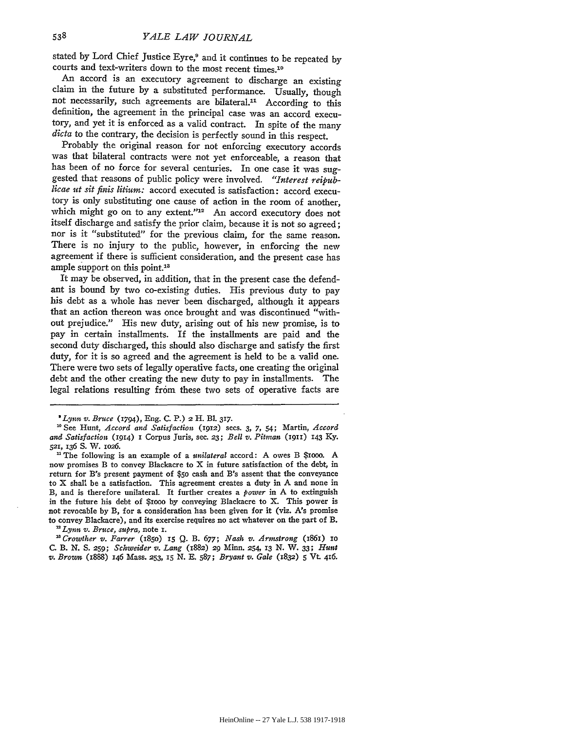stated by Lord Chief Justice Eyre,[9] and it continues to be repeated by courts and text-writers down to the most recent times.[10]

An accord is an executory agreement to discharge an existing claim in the future by a substituted performance. Usually, though not necessarily, such agreements are bilateral.[11] According to this definition, the agreement in the principal case was an accord executory, and yet it is enforced as a valid contract. In spite of the many *dicta* to the contrary, the decision is perfectly sound in this respect.

Probably the original reason for not enforcing executory accords was that bilateral contracts were not yet enforceable, a reason that has been of no force for several centuries. In one case it was suggested that reasons of public policy were involved. *"Interest reipublicae ut sit finis litium:* accord executed is satisfaction: accord executory is only substituting one cause of action in the room of another, which might go on to any extent."[12] An accord executory does not itself discharge and satisfy the prior claim, because it is not so agreed; nor is it "substituted" for the previous claim, for the same reason. There is no injury to the public, however, in enforcing the new agreement if there is sufficient consideration, and the present case has ample support on this point.[13]

It may be observed, in addition, that in the present case the defendant is bound by two co-existing duties. His previous duty to pay his debt as a whole has never been discharged, although it appears that an action thereon was once brought and was discontinued "without prejudice." His new duty, arising out of his new promise, is to pay in certain installments. If the installments are paid and the second duty discharged, this should also discharge and satisfy the first duty, for it is so agreed and the agreement is held to be a valid one. There were two sets of legally operative facts, one creating the original debt and the other creating the new duty to pay in installments. The legal relations resulting from these two sets of operative facts are

---

[9] *Lynn v. Bruce* (1794), Eng. C. P.) 2 H. Bl. 317.

[10] See Hunt, *Accord and Satisfaction* (1912) secs. 3, 7, 54; Martin, *Accord and Satisfaction* (1914) 1 Corpus Juris, sec. 23; *Bell v. Pitman* (1911) 143 Ky. 521, 136 S. W. 1026.

[11] The following is an example of a *unilateral* accord: A owes B $1000. A now promises B to convey Blackacre to X in future satisfaction of the debt, in return for B's present payment of $50 cash and B's assent that the conveyance to X shall be a satisfaction. This agreement creates a duty in A and none in B, and is therefore unilateral. It further creates a *power* in A to extinguish in the future his debt of $1000 by conveying Blackacre to X. This power is not revocable by B, for a consideration has been given for it (viz. A's promise to convey Blackacre), and its exercise requires no act whatever on the part of B.

[12] *Lynn v. Bruce, supra,* note 1.

[13] *Crowther v. Farrer* (1850) 15 Q. B. 677; *Nash v. Armstrong* (1861) 10 C. B. N. S. 259; *Schweider v. Lang* (1882) 29 Minn. 254, 13 N. W. 33; *Hunt v. Brown* (1888) 146 Mass. 253, 15 N. E. 587; *Bryant v. Gale* (1832) 5 Vt. 416.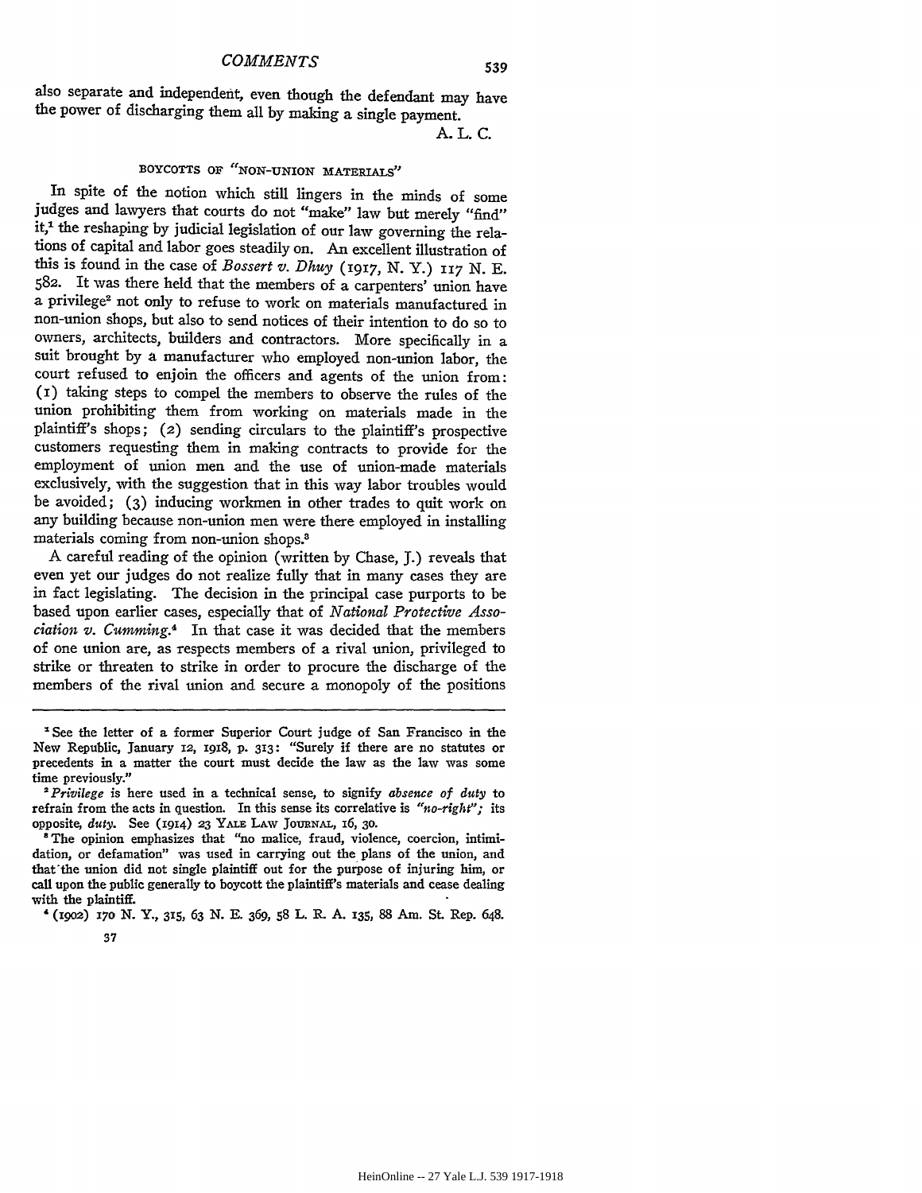also separate and independent, even though the defendant may have the power of discharging them all by making a single payment.

A. L. C.

## BOYCOTTS OF "NON-UNION MATERIALS"

In spite of the notion which still lingers in the minds of some judges and lawyers that courts do not "make" law but merely "find" it,[1] the reshaping by judicial legislation of our law governing the relations of capital and labor goes steadily on. An excellent illustration of this is found in the case of *Bossert v. Dhuy* (1917, N. Y.) 117 N. E. 582. It was there held that the members of a carpenters' union have a privilege[2] not only to refuse to work on materials manufactured in non-union shops, but also to send notices of their intention to do so to owners, architects, builders and contractors. More specifically in a suit brought by a manufacturer who employed non-union labor, the court refused to enjoin the officers and agents of the union from: (1) taking steps to compel the members to observe the rules of the union prohibiting them from working on materials made in the plaintiff's shops; (2) sending circulars to the plaintiff's prospective customers requesting them in making contracts to provide for the employment of union men and the use of union-made materials exclusively, with the suggestion that in this way labor troubles would be avoided; (3) inducing workmen in other trades to quit work on any building because non-union men were there employed in installing materials coming from non-union shops.[3]

A careful reading of the opinion (written by Chase, J.) reveals that even yet our judges do not realize fully that in many cases they are in fact legislating. The decision in the principal case purports to be based upon earlier cases, especially that of *National Protective Association v. Cumming*.[4] In that case it was decided that the members of one union are, as respects members of a rival union, privileged to strike or threaten to strike in order to procure the discharge of the members of the rival union and secure a monopoly of the positions

---

[1] See the letter of a former Superior Court judge of San Francisco in the New Republic, January 12, 1918, p. 313: "Surely if there are no statutes or precedents in a matter the court must decide the law as the law was some time previously."

[2] *Privilege* is here used in a technical sense, to signify *absence of duty* to refrain from the acts in question. In this sense its correlative is *"no-right"*; its opposite, *duty*. See (1914) 23 YALE LAW JOURNAL, 16, 30.

[3] The opinion emphasizes that "no malice, fraud, violence, coercion, intimidation, or defamation" was used in carrying out the plans of the union, and that the union did not single plaintiff out for the purpose of injuring him, or call upon the public generally to boycott the plaintiff's materials and cease dealing with the plaintiff.

[4] (1902) 170 N. Y., 315, 63 N. E. 369, 58 L. R. A. 135, 88 Am. St. Rep. 648.